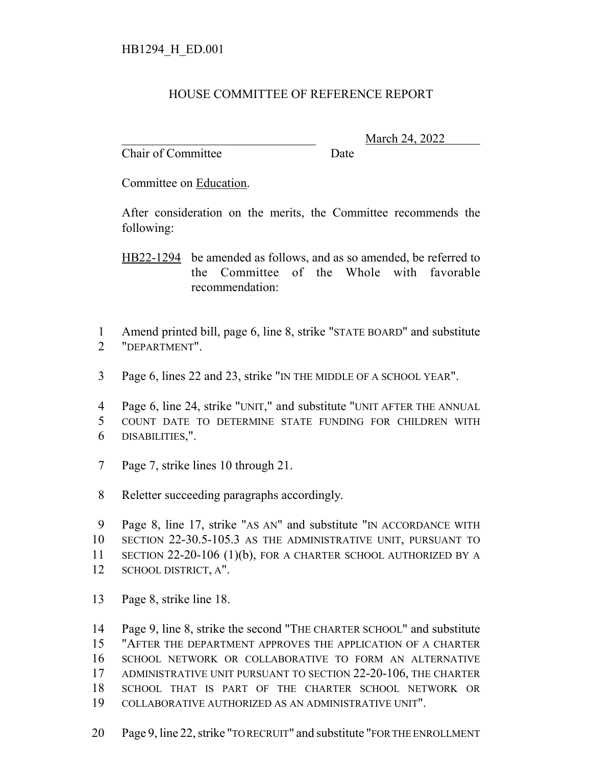HB1294_H_ED.001

# HOUSE COMMITTEE OF REFERENCE REPORT

_______________________________ March 24, 2022

Chair of Committee Date

Committee on Education.

After consideration on the merits, the Committee recommends the following:

HB22-1294 be amended as follows, and as so amended, be referred to the Committee of the Whole with favorable recommendation:

1 Amend printed bill, page 6, line 8, strike "STATE BOARD" and substitute
2 "DEPARTMENT".

3 Page 6, lines 22 and 23, strike "IN THE MIDDLE OF A SCHOOL YEAR".

4 Page 6, line 24, strike "UNIT," and substitute "UNIT AFTER THE ANNUAL
5 COUNT DATE TO DETERMINE STATE FUNDING FOR CHILDREN WITH
6 DISABILITIES,".

7 Page 7, strike lines 10 through 21.

8 Reletter succeeding paragraphs accordingly.

9 Page 8, line 17, strike "AS AN" and substitute "IN ACCORDANCE WITH
10 SECTION 22-30.5-105.3 AS THE ADMINISTRATIVE UNIT, PURSUANT TO
11 SECTION 22-20-106 (1)(b), FOR A CHARTER SCHOOL AUTHORIZED BY A
12 SCHOOL DISTRICT, A".

13 Page 8, strike line 18.

14 Page 9, line 8, strike the second "THE CHARTER SCHOOL" and substitute
15 "AFTER THE DEPARTMENT APPROVES THE APPLICATION OF A CHARTER
16 SCHOOL NETWORK OR COLLABORATIVE TO FORM AN ALTERNATIVE
17 ADMINISTRATIVE UNIT PURSUANT TO SECTION 22-20-106, THE CHARTER
18 SCHOOL THAT IS PART OF THE CHARTER SCHOOL NETWORK OR
19 COLLABORATIVE AUTHORIZED AS AN ADMINISTRATIVE UNIT".

20 Page 9, line 22, strike "TO RECRUIT" and substitute "FOR THE ENROLLMENT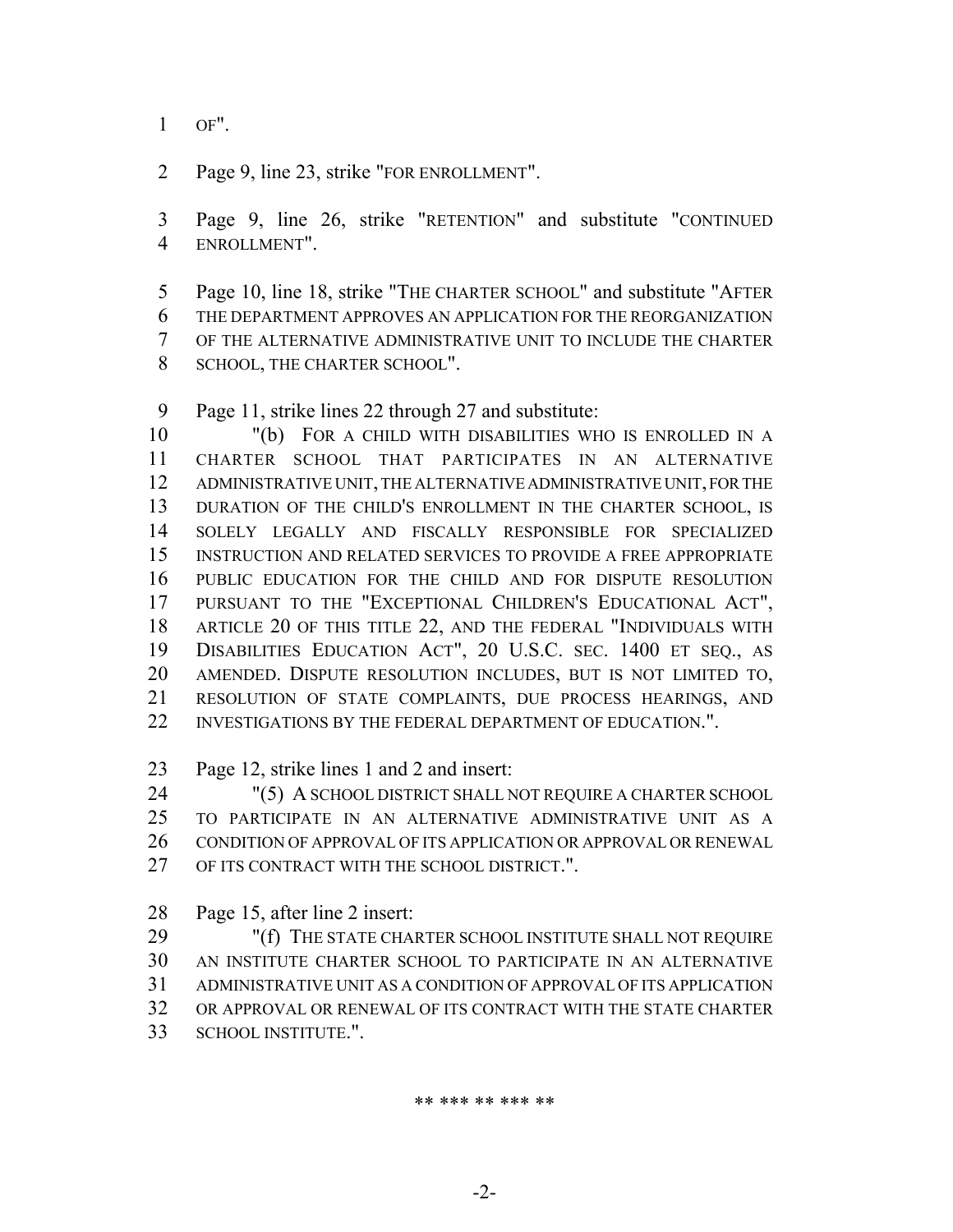OF".

Page 9, line 23, strike "FOR ENROLLMENT".

Page 9, line 26, strike "RETENTION" and substitute "CONTINUED ENROLLMENT".

Page 10, line 18, strike "THE CHARTER SCHOOL" and substitute "AFTER THE DEPARTMENT APPROVES AN APPLICATION FOR THE REORGANIZATION OF THE ALTERNATIVE ADMINISTRATIVE UNIT TO INCLUDE THE CHARTER SCHOOL, THE CHARTER SCHOOL".

Page 11, strike lines 22 through 27 and substitute:

"(b) FOR A CHILD WITH DISABILITIES WHO IS ENROLLED IN A CHARTER SCHOOL THAT PARTICIPATES IN AN ALTERNATIVE ADMINISTRATIVE UNIT, THE ALTERNATIVE ADMINISTRATIVE UNIT, FOR THE DURATION OF THE CHILD'S ENROLLMENT IN THE CHARTER SCHOOL, IS SOLELY LEGALLY AND FISCALLY RESPONSIBLE FOR SPECIALIZED INSTRUCTION AND RELATED SERVICES TO PROVIDE A FREE APPROPRIATE PUBLIC EDUCATION FOR THE CHILD AND FOR DISPUTE RESOLUTION PURSUANT TO THE "EXCEPTIONAL CHILDREN'S EDUCATIONAL ACT", ARTICLE 20 OF THIS TITLE 22, AND THE FEDERAL "INDIVIDUALS WITH DISABILITIES EDUCATION ACT", 20 U.S.C. SEC. 1400 ET SEQ., AS AMENDED. DISPUTE RESOLUTION INCLUDES, BUT IS NOT LIMITED TO, RESOLUTION OF STATE COMPLAINTS, DUE PROCESS HEARINGS, AND INVESTIGATIONS BY THE FEDERAL DEPARTMENT OF EDUCATION.".

Page 12, strike lines 1 and 2 and insert:

"(5) A SCHOOL DISTRICT SHALL NOT REQUIRE A CHARTER SCHOOL TO PARTICIPATE IN AN ALTERNATIVE ADMINISTRATIVE UNIT AS A CONDITION OF APPROVAL OF ITS APPLICATION OR APPROVAL OR RENEWAL OF ITS CONTRACT WITH THE SCHOOL DISTRICT.".

Page 15, after line 2 insert:

"(f) THE STATE CHARTER SCHOOL INSTITUTE SHALL NOT REQUIRE AN INSTITUTE CHARTER SCHOOL TO PARTICIPATE IN AN ALTERNATIVE ADMINISTRATIVE UNIT AS A CONDITION OF APPROVAL OF ITS APPLICATION OR APPROVAL OR RENEWAL OF ITS CONTRACT WITH THE STATE CHARTER SCHOOL INSTITUTE.".

** *** ** *** **